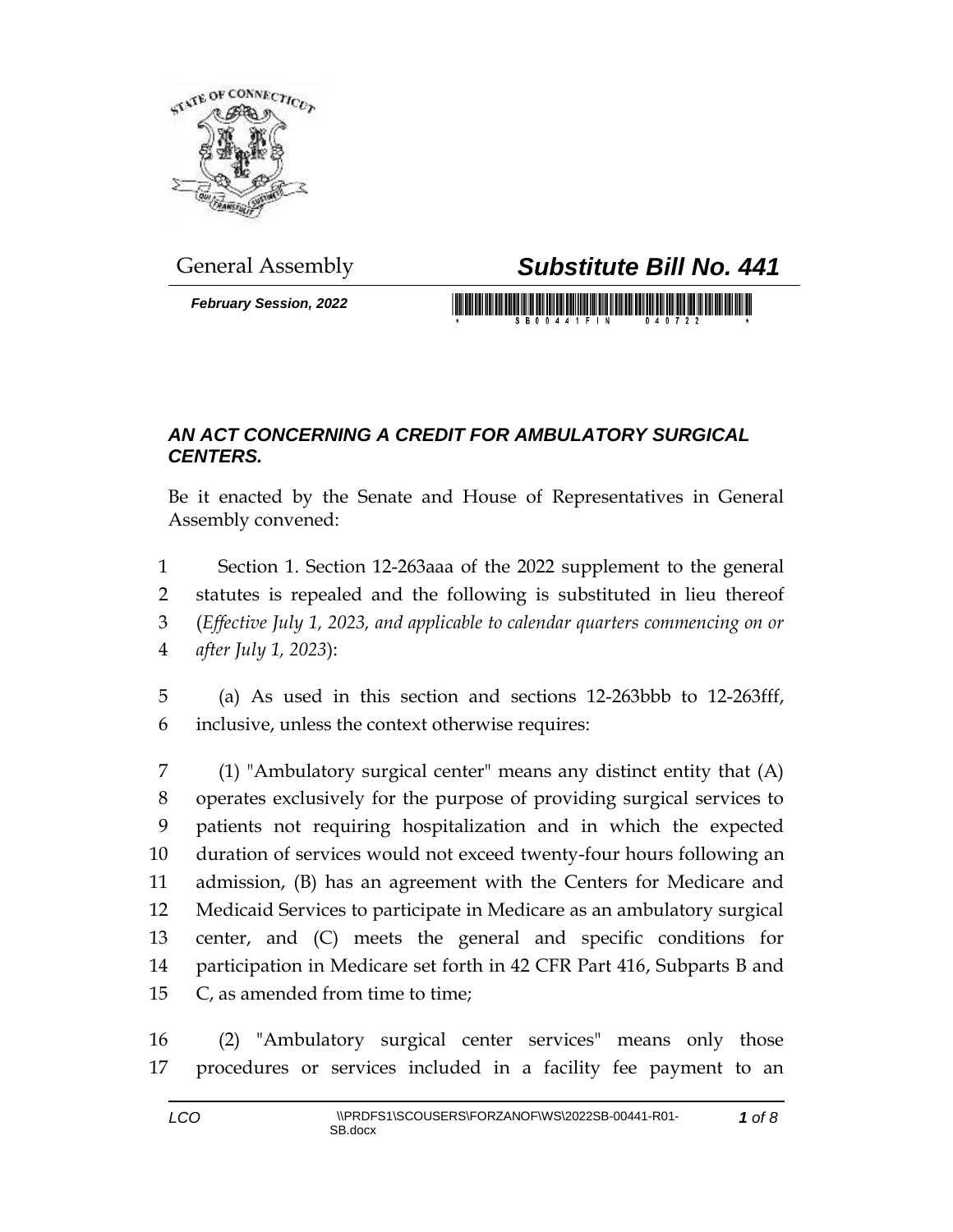General Assembly

# Substitute Bill No. 441

*February Session, 2022*

## *AN ACT CONCERNING A CREDIT FOR AMBULATORY SURGICAL CENTERS.*

Be it enacted by the Senate and House of Representatives in General Assembly convened:

1 Section 1. Section 12-263aaa of the 2022 supplement to the general
2 statutes is repealed and the following is substituted in lieu thereof
3 (*Effective July 1, 2023, and applicable to calendar quarters commencing on or*
4 *after July 1, 2023*):

5 (a) As used in this section and sections 12-263bbb to 12-263fff,
6 inclusive, unless the context otherwise requires:

7 (1) "Ambulatory surgical center" means any distinct entity that (A)
8 operates exclusively for the purpose of providing surgical services to
9 patients not requiring hospitalization and in which the expected
10 duration of services would not exceed twenty-four hours following an
11 admission, (B) has an agreement with the Centers for Medicare and
12 Medicaid Services to participate in Medicare as an ambulatory surgical
13 center, and (C) meets the general and specific conditions for
14 participation in Medicare set forth in 42 CFR Part 416, Subparts B and
15 C, as amended from time to time;

16 (2) "Ambulatory surgical center services" means only those
17 procedures or services included in a facility fee payment to an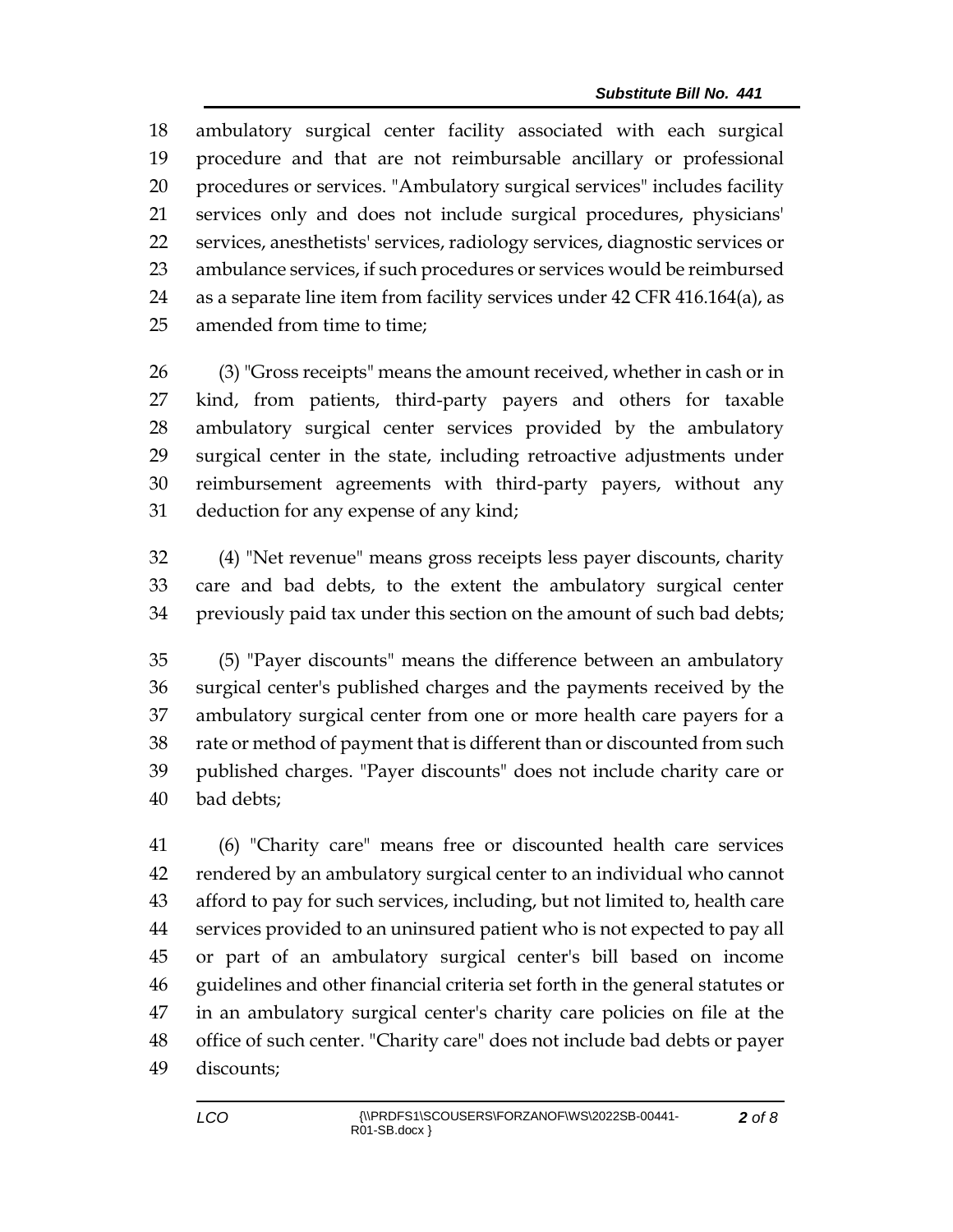ambulatory surgical center facility associated with each surgical procedure and that are not reimbursable ancillary or professional procedures or services. "Ambulatory surgical services" includes facility services only and does not include surgical procedures, physicians' services, anesthetists' services, radiology services, diagnostic services or ambulance services, if such procedures or services would be reimbursed as a separate line item from facility services under 42 CFR 416.164(a), as amended from time to time;

(3) "Gross receipts" means the amount received, whether in cash or in kind, from patients, third-party payers and others for taxable ambulatory surgical center services provided by the ambulatory surgical center in the state, including retroactive adjustments under reimbursement agreements with third-party payers, without any deduction for any expense of any kind;

(4) "Net revenue" means gross receipts less payer discounts, charity care and bad debts, to the extent the ambulatory surgical center previously paid tax under this section on the amount of such bad debts;

(5) "Payer discounts" means the difference between an ambulatory surgical center's published charges and the payments received by the ambulatory surgical center from one or more health care payers for a rate or method of payment that is different than or discounted from such published charges. "Payer discounts" does not include charity care or bad debts;

(6) "Charity care" means free or discounted health care services rendered by an ambulatory surgical center to an individual who cannot afford to pay for such services, including, but not limited to, health care services provided to an uninsured patient who is not expected to pay all or part of an ambulatory surgical center's bill based on income guidelines and other financial criteria set forth in the general statutes or in an ambulatory surgical center's charity care policies on file at the office of such center. "Charity care" does not include bad debts or payer discounts;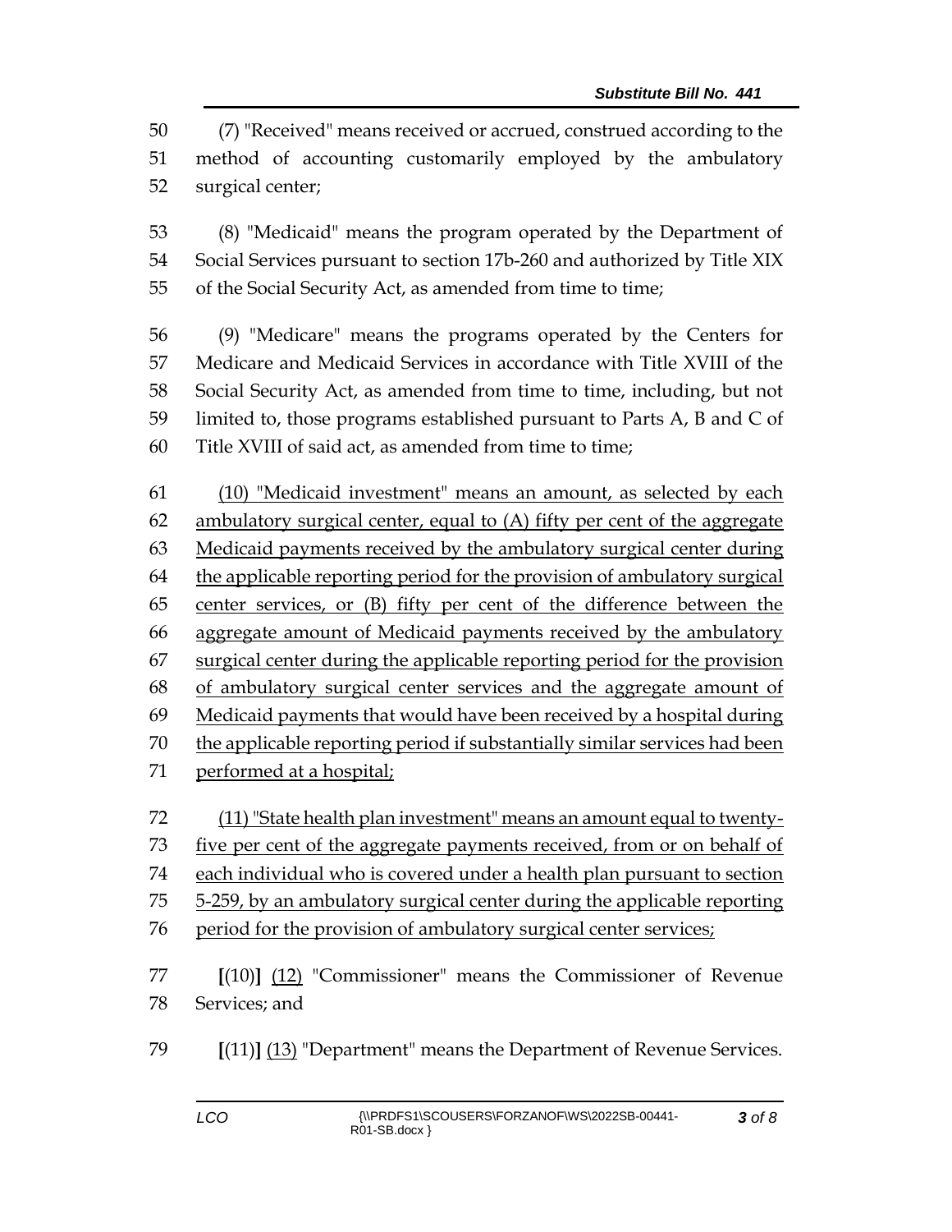(7) "Received" means received or accrued, construed according to the method of accounting customarily employed by the ambulatory surgical center;

(8) "Medicaid" means the program operated by the Department of Social Services pursuant to section 17b-260 and authorized by Title XIX of the Social Security Act, as amended from time to time;

(9) "Medicare" means the programs operated by the Centers for Medicare and Medicaid Services in accordance with Title XVIII of the Social Security Act, as amended from time to time, including, but not limited to, those programs established pursuant to Parts A, B and C of Title XVIII of said act, as amended from time to time;

<u>(10) "Medicaid investment" means an amount, as selected by each ambulatory surgical center, equal to (A) fifty per cent of the aggregate Medicaid payments received by the ambulatory surgical center during the applicable reporting period for the provision of ambulatory surgical center services, or (B) fifty per cent of the difference between the aggregate amount of Medicaid payments received by the ambulatory surgical center during the applicable reporting period for the provision of ambulatory surgical center services and the aggregate amount of Medicaid payments that would have been received by a hospital during the applicable reporting period if substantially similar services had been performed at a hospital;</u>

<u>(11) "State health plan investment" means an amount equal to twenty-five per cent of the aggregate payments received, from or on behalf of each individual who is covered under a health plan pursuant to section 5-259, by an ambulatory surgical center during the applicable reporting period for the provision of ambulatory surgical center services;</u>

**[**(10)**]** <u>(12)</u> "Commissioner" means the Commissioner of Revenue Services; and

**[**(11)**]** <u>(13)</u> "Department" means the Department of Revenue Services.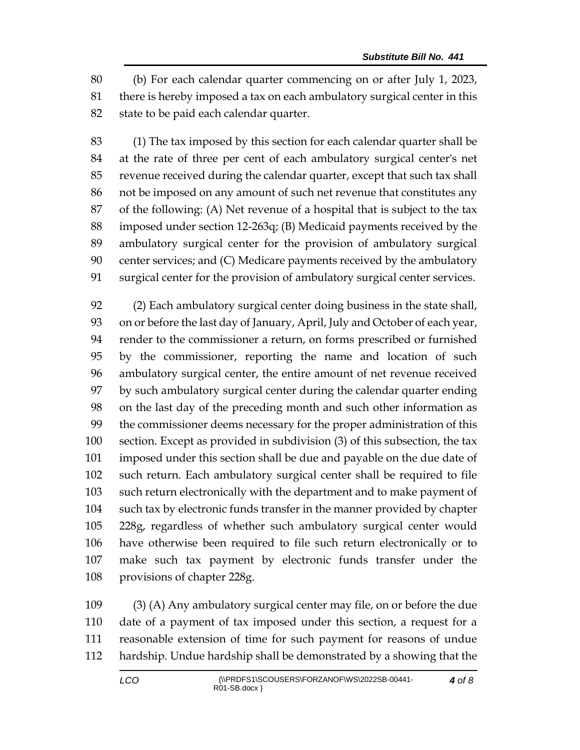(b) For each calendar quarter commencing on or after July 1, 2023, there is hereby imposed a tax on each ambulatory surgical center in this state to be paid each calendar quarter.

(1) The tax imposed by this section for each calendar quarter shall be at the rate of three per cent of each ambulatory surgical center's net revenue received during the calendar quarter, except that such tax shall not be imposed on any amount of such net revenue that constitutes any of the following: (A) Net revenue of a hospital that is subject to the tax imposed under section 12-263q; (B) Medicaid payments received by the ambulatory surgical center for the provision of ambulatory surgical center services; and (C) Medicare payments received by the ambulatory surgical center for the provision of ambulatory surgical center services.

(2) Each ambulatory surgical center doing business in the state shall, on or before the last day of January, April, July and October of each year, render to the commissioner a return, on forms prescribed or furnished by the commissioner, reporting the name and location of such ambulatory surgical center, the entire amount of net revenue received by such ambulatory surgical center during the calendar quarter ending on the last day of the preceding month and such other information as the commissioner deems necessary for the proper administration of this section. Except as provided in subdivision (3) of this subsection, the tax imposed under this section shall be due and payable on the due date of such return. Each ambulatory surgical center shall be required to file such return electronically with the department and to make payment of such tax by electronic funds transfer in the manner provided by chapter 228g, regardless of whether such ambulatory surgical center would have otherwise been required to file such return electronically or to make such tax payment by electronic funds transfer under the provisions of chapter 228g.

(3) (A) Any ambulatory surgical center may file, on or before the due date of a payment of tax imposed under this section, a request for a reasonable extension of time for such payment for reasons of undue hardship. Undue hardship shall be demonstrated by a showing that the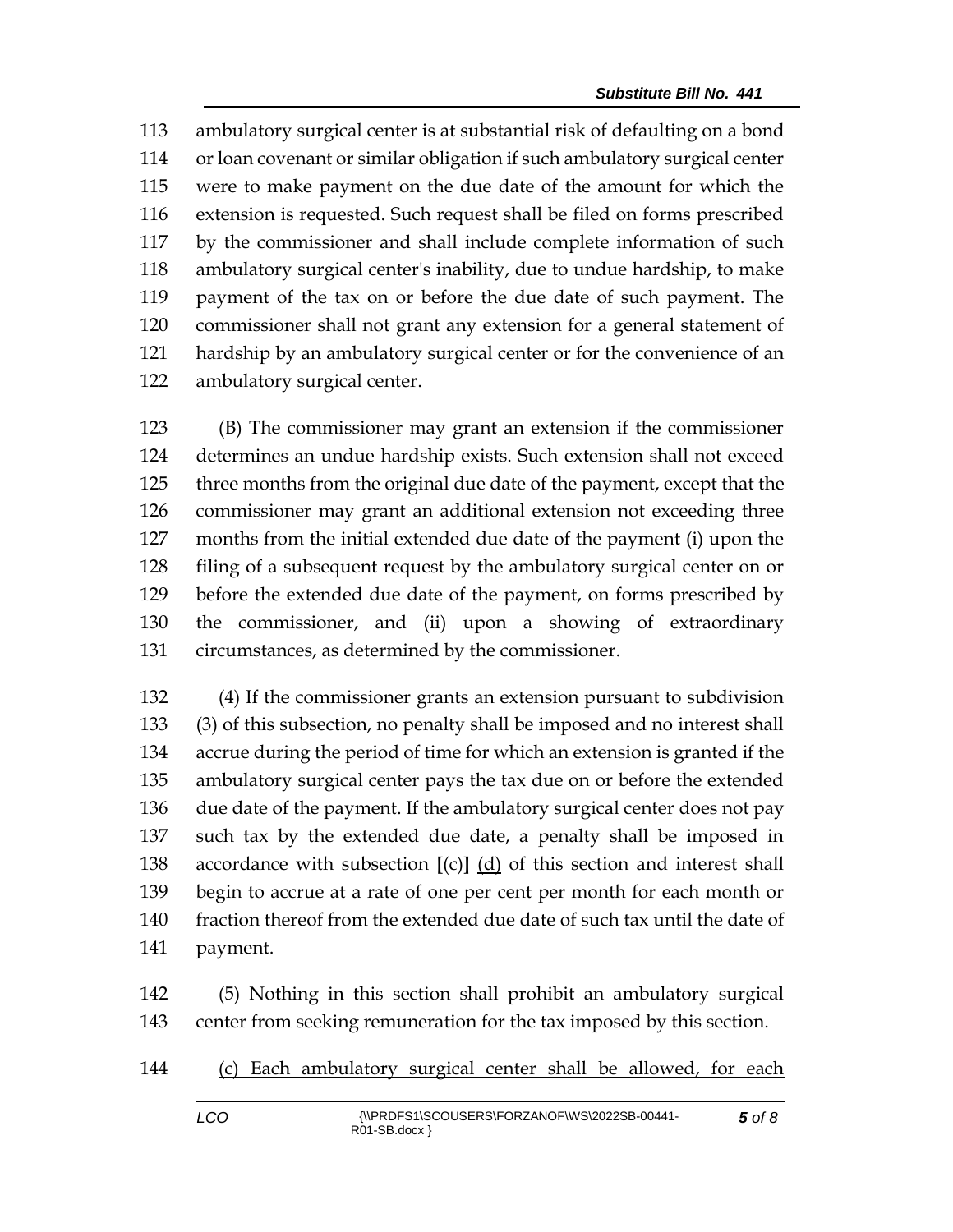113 ambulatory surgical center is at substantial risk of defaulting on a bond
114 or loan covenant or similar obligation if such ambulatory surgical center
115 were to make payment on the due date of the amount for which the
116 extension is requested. Such request shall be filed on forms prescribed
117 by the commissioner and shall include complete information of such
118 ambulatory surgical center's inability, due to undue hardship, to make
119 payment of the tax on or before the due date of such payment. The
120 commissioner shall not grant any extension for a general statement of
121 hardship by an ambulatory surgical center or for the convenience of an
122 ambulatory surgical center.

123 (B) The commissioner may grant an extension if the commissioner
124 determines an undue hardship exists. Such extension shall not exceed
125 three months from the original due date of the payment, except that the
126 commissioner may grant an additional extension not exceeding three
127 months from the initial extended due date of the payment (i) upon the
128 filing of a subsequent request by the ambulatory surgical center on or
129 before the extended due date of the payment, on forms prescribed by
130 the commissioner, and (ii) upon a showing of extraordinary
131 circumstances, as determined by the commissioner.

132 (4) If the commissioner grants an extension pursuant to subdivision
133 (3) of this subsection, no penalty shall be imposed and no interest shall
134 accrue during the period of time for which an extension is granted if the
135 ambulatory surgical center pays the tax due on or before the extended
136 due date of the payment. If the ambulatory surgical center does not pay
137 such tax by the extended due date, a penalty shall be imposed in
138 accordance with subsection **[**(c)**]** <u>(d)</u> of this section and interest shall
139 begin to accrue at a rate of one per cent per month for each month or
140 fraction thereof from the extended due date of such tax until the date of
141 payment.

142 (5) Nothing in this section shall prohibit an ambulatory surgical
143 center from seeking remuneration for the tax imposed by this section.

144 <u>(c) Each ambulatory surgical center shall be allowed, for each</u>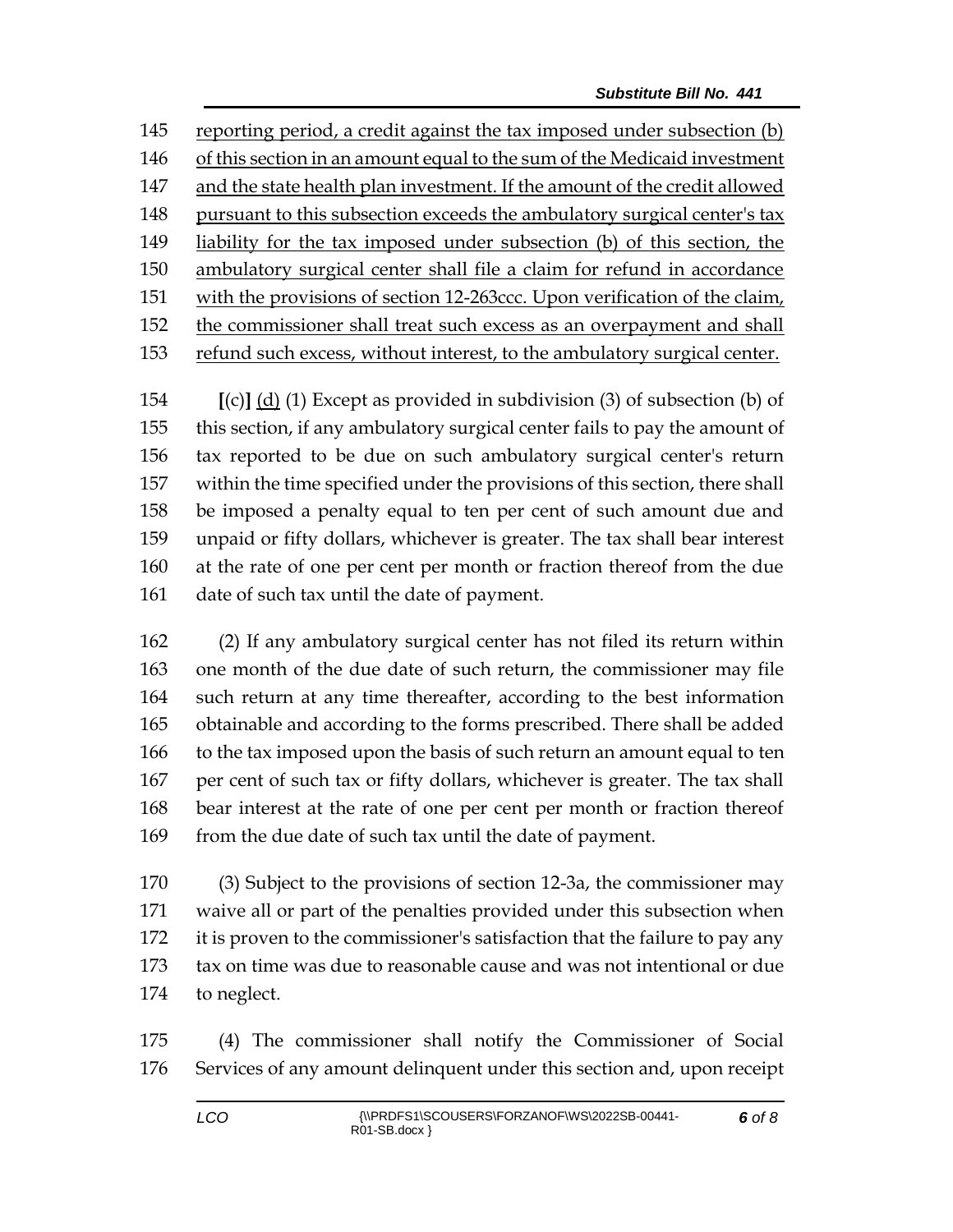reporting period, a credit against the tax imposed under subsection (b) of this section in an amount equal to the sum of the Medicaid investment and the state health plan investment. If the amount of the credit allowed pursuant to this subsection exceeds the ambulatory surgical center's tax liability for the tax imposed under subsection (b) of this section, the ambulatory surgical center shall file a claim for refund in accordance with the provisions of section 12-263ccc. Upon verification of the claim, the commissioner shall treat such excess as an overpayment and shall refund such excess, without interest, to the ambulatory surgical center.

[(c)] (d) (1) Except as provided in subdivision (3) of subsection (b) of this section, if any ambulatory surgical center fails to pay the amount of tax reported to be due on such ambulatory surgical center's return within the time specified under the provisions of this section, there shall be imposed a penalty equal to ten per cent of such amount due and unpaid or fifty dollars, whichever is greater. The tax shall bear interest at the rate of one per cent per month or fraction thereof from the due date of such tax until the date of payment.

(2) If any ambulatory surgical center has not filed its return within one month of the due date of such return, the commissioner may file such return at any time thereafter, according to the best information obtainable and according to the forms prescribed. There shall be added to the tax imposed upon the basis of such return an amount equal to ten per cent of such tax or fifty dollars, whichever is greater. The tax shall bear interest at the rate of one per cent per month or fraction thereof from the due date of such tax until the date of payment.

(3) Subject to the provisions of section 12-3a, the commissioner may waive all or part of the penalties provided under this subsection when it is proven to the commissioner's satisfaction that the failure to pay any tax on time was due to reasonable cause and was not intentional or due to neglect.

(4) The commissioner shall notify the Commissioner of Social Services of any amount delinquent under this section and, upon receipt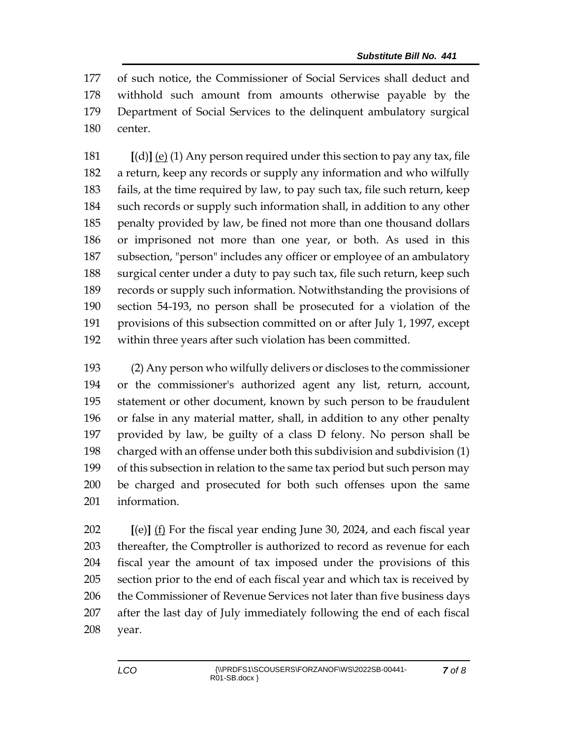of such notice, the Commissioner of Social Services shall deduct and withhold such amount from amounts otherwise payable by the Department of Social Services to the delinquent ambulatory surgical center.

**[**(d)**]** <u>(e)</u> (1) Any person required under this section to pay any tax, file a return, keep any records or supply any information and who wilfully fails, at the time required by law, to pay such tax, file such return, keep such records or supply such information shall, in addition to any other penalty provided by law, be fined not more than one thousand dollars or imprisoned not more than one year, or both. As used in this subsection, "person" includes any officer or employee of an ambulatory surgical center under a duty to pay such tax, file such return, keep such records or supply such information. Notwithstanding the provisions of section 54-193, no person shall be prosecuted for a violation of the provisions of this subsection committed on or after July 1, 1997, except within three years after such violation has been committed.

(2) Any person who wilfully delivers or discloses to the commissioner or the commissioner's authorized agent any list, return, account, statement or other document, known by such person to be fraudulent or false in any material matter, shall, in addition to any other penalty provided by law, be guilty of a class D felony. No person shall be charged with an offense under both this subdivision and subdivision (1) of this subsection in relation to the same tax period but such person may be charged and prosecuted for both such offenses upon the same information.

**[**(e)**]** <u>(f)</u> For the fiscal year ending June 30, 2024, and each fiscal year thereafter, the Comptroller is authorized to record as revenue for each fiscal year the amount of tax imposed under the provisions of this section prior to the end of each fiscal year and which tax is received by the Commissioner of Revenue Services not later than five business days after the last day of July immediately following the end of each fiscal year.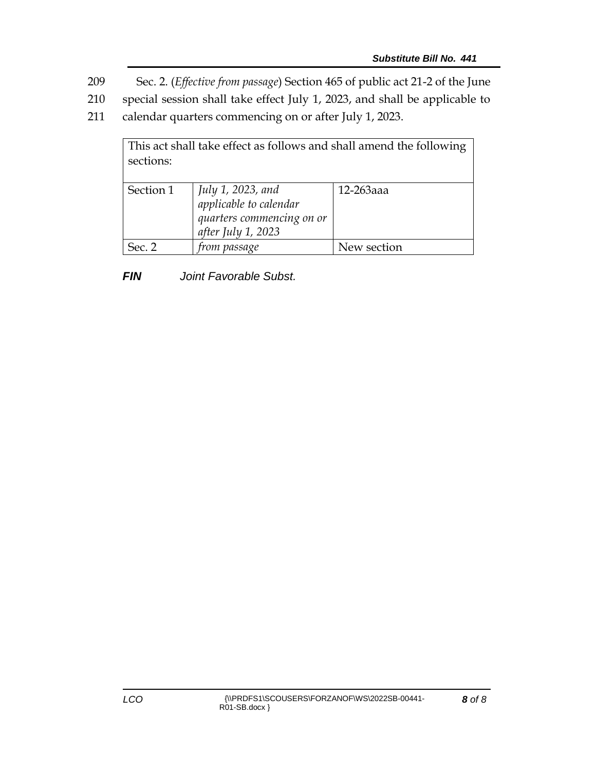209 Sec. 2. (*Effective from passage*) Section 465 of public act 21-2 of the June
210 special session shall take effect July 1, 2023, and shall be applicable to
211 calendar quarters commencing on or after July 1, 2023.

| This act shall take effect as follows and shall amend the following sections: | | |
|---|---|---|
| Section 1 | *July 1, 2023, and applicable to calendar quarters commencing on or after July 1, 2023* | 12-263aaa |
| Sec. 2 | *from passage* | New section |

***FIN*** *Joint Favorable Subst.*